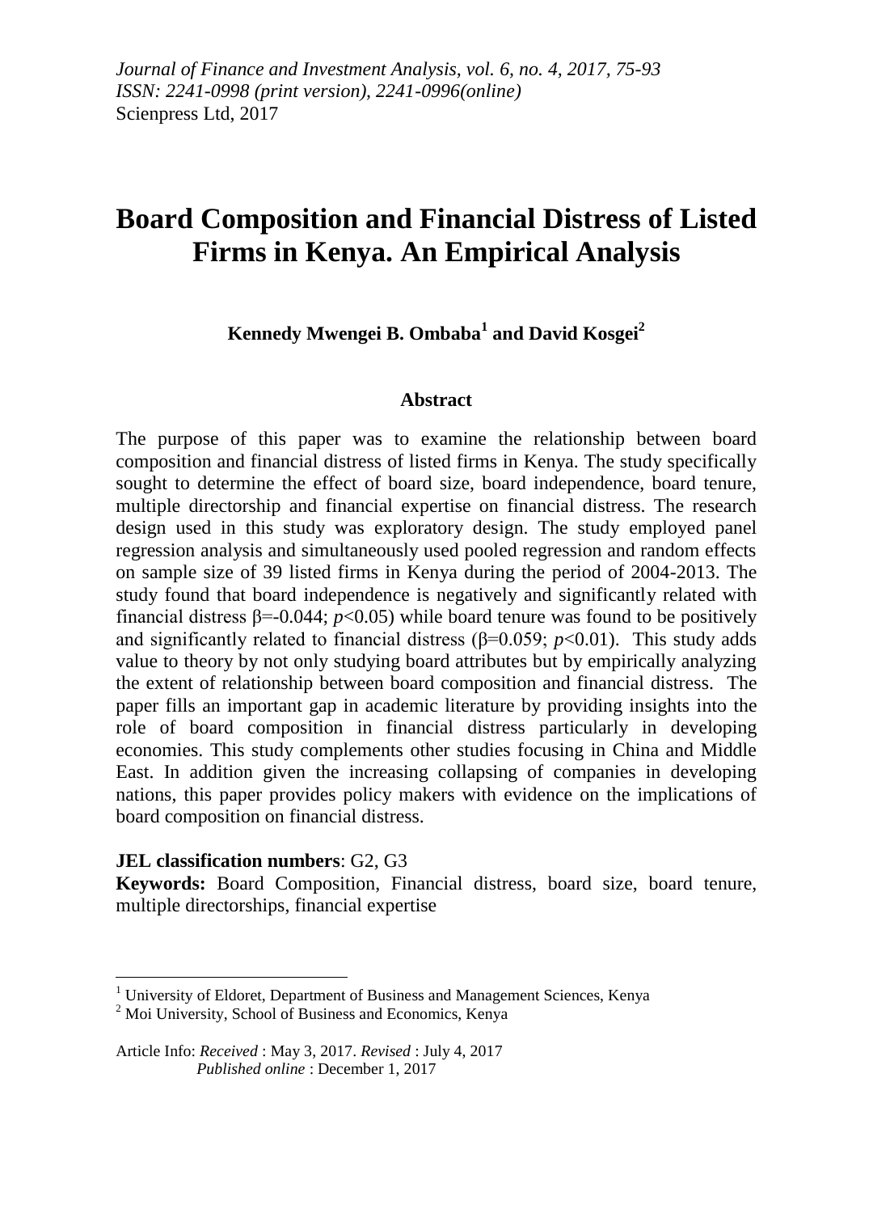*Journal of Finance and Investment Analysis, vol. 6, no. 4, 2017, 75-93*
*ISSN: 2241-0998 (print version), 2241-0996(online)*
Scienpress Ltd, 2017

# Board Composition and Financial Distress of Listed Firms in Kenya. An Empirical Analysis

**Kennedy Mwengei B. Ombaba[1] and David Kosgei[2]**

## Abstract

The purpose of this paper was to examine the relationship between board composition and financial distress of listed firms in Kenya. The study specifically sought to determine the effect of board size, board independence, board tenure, multiple directorship and financial expertise on financial distress. The research design used in this study was exploratory design. The study employed panel regression analysis and simultaneously used pooled regression and random effects on sample size of 39 listed firms in Kenya during the period of 2004-2013. The study found that board independence is negatively and significantly related with financial distress $\beta$=-0.044; $p$<0.05) while board tenure was found to be positively and significantly related to financial distress ($\beta$=0.059; $p$<0.01). This study adds value to theory by not only studying board attributes but by empirically analyzing the extent of relationship between board composition and financial distress. The paper fills an important gap in academic literature by providing insights into the role of board composition in financial distress particularly in developing economies. This study complements other studies focusing in China and Middle East. In addition given the increasing collapsing of companies in developing nations, this paper provides policy makers with evidence on the implications of board composition on financial distress.

**JEL classification numbers**: G2, G3

**Keywords:** Board Composition, Financial distress, board size, board tenure, multiple directorships, financial expertise

---

[1] University of Eldoret, Department of Business and Management Sciences, Kenya

[2] Moi University, School of Business and Economics, Kenya

Article Info: *Received* : May 3, 2017. *Revised* : July 4, 2017
*Published online* : December 1, 2017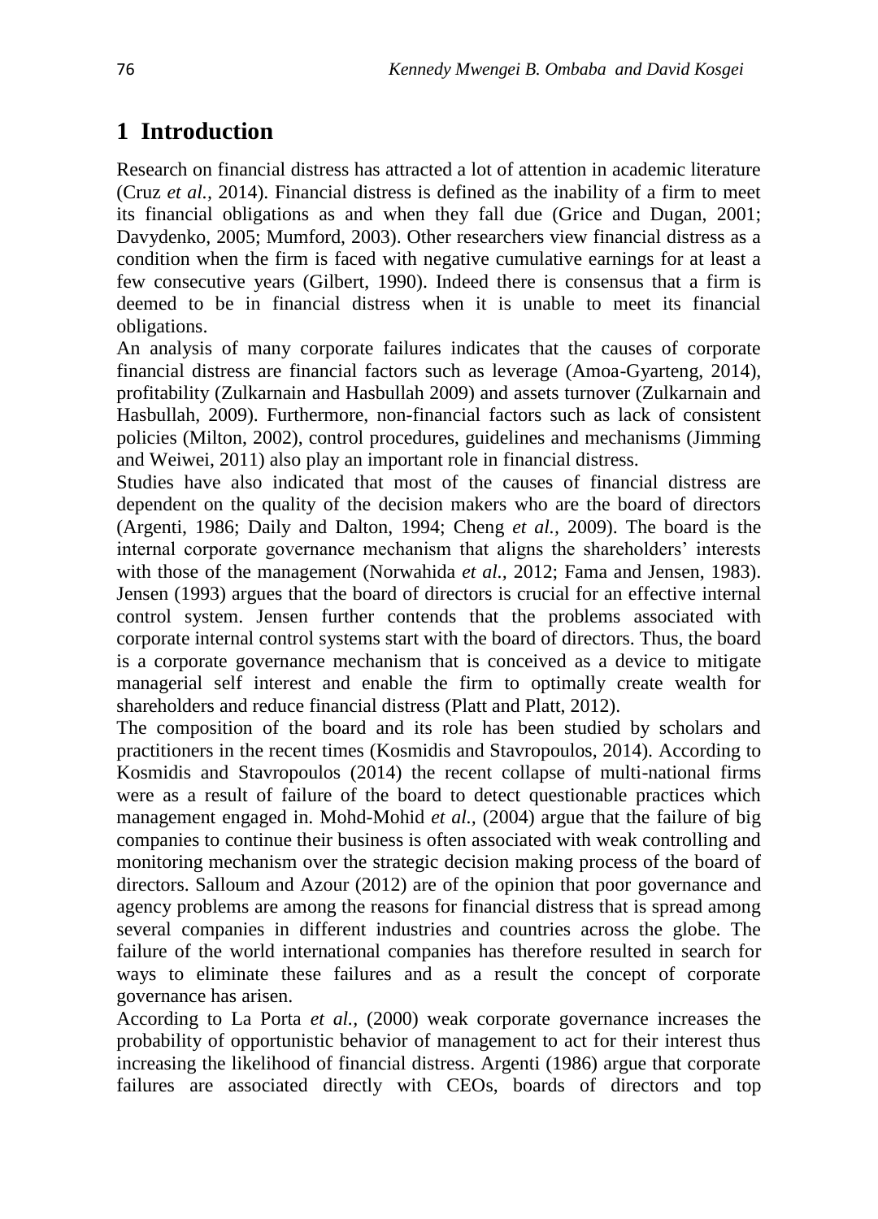# 1 Introduction

Research on financial distress has attracted a lot of attention in academic literature (Cruz *et al.,* 2014). Financial distress is defined as the inability of a firm to meet its financial obligations as and when they fall due (Grice and Dugan, 2001; Davydenko, 2005; Mumford, 2003). Other researchers view financial distress as a condition when the firm is faced with negative cumulative earnings for at least a few consecutive years (Gilbert, 1990). Indeed there is consensus that a firm is deemed to be in financial distress when it is unable to meet its financial obligations.

An analysis of many corporate failures indicates that the causes of corporate financial distress are financial factors such as leverage (Amoa-Gyarteng, 2014), profitability (Zulkarnain and Hasbullah 2009) and assets turnover (Zulkarnain and Hasbullah, 2009). Furthermore, non-financial factors such as lack of consistent policies (Milton, 2002), control procedures, guidelines and mechanisms (Jimming and Weiwei, 2011) also play an important role in financial distress.

Studies have also indicated that most of the causes of financial distress are dependent on the quality of the decision makers who are the board of directors (Argenti, 1986; Daily and Dalton, 1994; Cheng *et al.,* 2009). The board is the internal corporate governance mechanism that aligns the shareholders' interests with those of the management (Norwahida *et al.,* 2012; Fama and Jensen, 1983). Jensen (1993) argues that the board of directors is crucial for an effective internal control system. Jensen further contends that the problems associated with corporate internal control systems start with the board of directors. Thus, the board is a corporate governance mechanism that is conceived as a device to mitigate managerial self interest and enable the firm to optimally create wealth for shareholders and reduce financial distress (Platt and Platt, 2012).

The composition of the board and its role has been studied by scholars and practitioners in the recent times (Kosmidis and Stavropoulos, 2014). According to Kosmidis and Stavropoulos (2014) the recent collapse of multi-national firms were as a result of failure of the board to detect questionable practices which management engaged in. Mohd-Mohid *et al.,* (2004) argue that the failure of big companies to continue their business is often associated with weak controlling and monitoring mechanism over the strategic decision making process of the board of directors. Salloum and Azour (2012) are of the opinion that poor governance and agency problems are among the reasons for financial distress that is spread among several companies in different industries and countries across the globe. The failure of the world international companies has therefore resulted in search for ways to eliminate these failures and as a result the concept of corporate governance has arisen.

According to La Porta *et al.,* (2000) weak corporate governance increases the probability of opportunistic behavior of management to act for their interest thus increasing the likelihood of financial distress. Argenti (1986) argue that corporate failures are associated directly with CEOs, boards of directors and top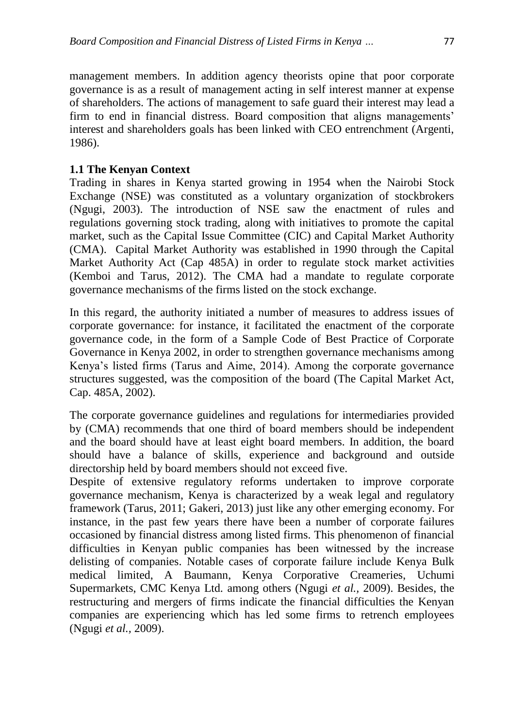management members. In addition agency theorists opine that poor corporate governance is as a result of management acting in self interest manner at expense of shareholders. The actions of management to safe guard their interest may lead a firm to end in financial distress. Board composition that aligns managements' interest and shareholders goals has been linked with CEO entrenchment (Argenti, 1986).

### 1.1 The Kenyan Context

Trading in shares in Kenya started growing in 1954 when the Nairobi Stock Exchange (NSE) was constituted as a voluntary organization of stockbrokers (Ngugi, 2003). The introduction of NSE saw the enactment of rules and regulations governing stock trading, along with initiatives to promote the capital market, such as the Capital Issue Committee (CIC) and Capital Market Authority (CMA). Capital Market Authority was established in 1990 through the Capital Market Authority Act (Cap 485A) in order to regulate stock market activities (Kemboi and Tarus, 2012). The CMA had a mandate to regulate corporate governance mechanisms of the firms listed on the stock exchange.

In this regard, the authority initiated a number of measures to address issues of corporate governance: for instance, it facilitated the enactment of the corporate governance code, in the form of a Sample Code of Best Practice of Corporate Governance in Kenya 2002, in order to strengthen governance mechanisms among Kenya's listed firms (Tarus and Aime, 2014). Among the corporate governance structures suggested, was the composition of the board (The Capital Market Act, Cap. 485A, 2002).

The corporate governance guidelines and regulations for intermediaries provided by (CMA) recommends that one third of board members should be independent and the board should have at least eight board members. In addition, the board should have a balance of skills, experience and background and outside directorship held by board members should not exceed five.

Despite of extensive regulatory reforms undertaken to improve corporate governance mechanism, Kenya is characterized by a weak legal and regulatory framework (Tarus, 2011; Gakeri, 2013) just like any other emerging economy. For instance, in the past few years there have been a number of corporate failures occasioned by financial distress among listed firms. This phenomenon of financial difficulties in Kenyan public companies has been witnessed by the increase delisting of companies. Notable cases of corporate failure include Kenya Bulk medical limited, A Baumann, Kenya Corporative Creameries, Uchumi Supermarkets, CMC Kenya Ltd. among others (Ngugi *et al.,* 2009). Besides, the restructuring and mergers of firms indicate the financial difficulties the Kenyan companies are experiencing which has led some firms to retrench employees (Ngugi *et al.,* 2009).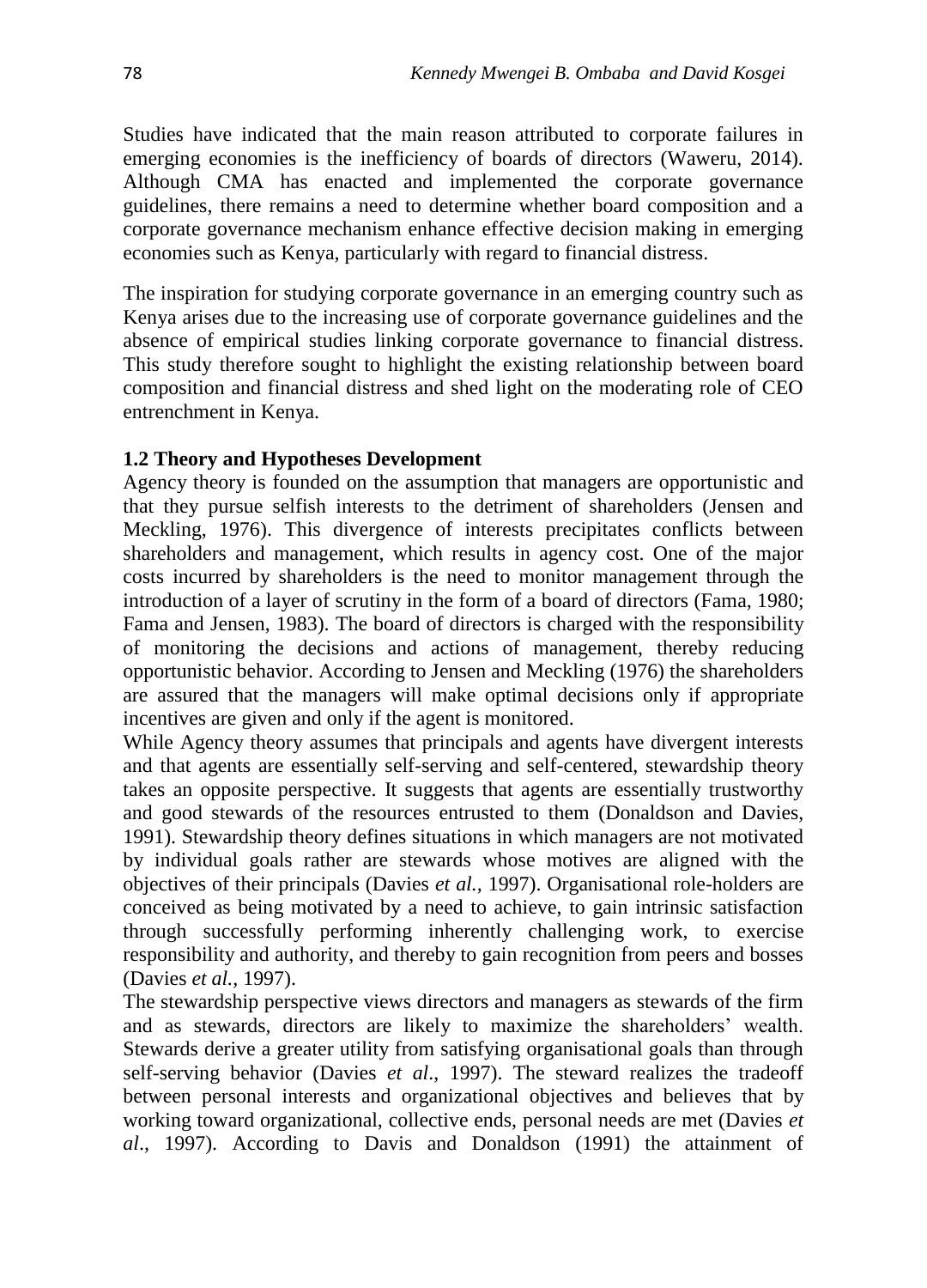Studies have indicated that the main reason attributed to corporate failures in emerging economies is the inefficiency of boards of directors (Waweru, 2014). Although CMA has enacted and implemented the corporate governance guidelines, there remains a need to determine whether board composition and a corporate governance mechanism enhance effective decision making in emerging economies such as Kenya, particularly with regard to financial distress.

The inspiration for studying corporate governance in an emerging country such as Kenya arises due to the increasing use of corporate governance guidelines and the absence of empirical studies linking corporate governance to financial distress. This study therefore sought to highlight the existing relationship between board composition and financial distress and shed light on the moderating role of CEO entrenchment in Kenya.

### 1.2 Theory and Hypotheses Development

Agency theory is founded on the assumption that managers are opportunistic and that they pursue selfish interests to the detriment of shareholders (Jensen and Meckling, 1976). This divergence of interests precipitates conflicts between shareholders and management, which results in agency cost. One of the major costs incurred by shareholders is the need to monitor management through the introduction of a layer of scrutiny in the form of a board of directors (Fama, 1980; Fama and Jensen, 1983). The board of directors is charged with the responsibility of monitoring the decisions and actions of management, thereby reducing opportunistic behavior. According to Jensen and Meckling (1976) the shareholders are assured that the managers will make optimal decisions only if appropriate incentives are given and only if the agent is monitored.

While Agency theory assumes that principals and agents have divergent interests and that agents are essentially self-serving and self-centered, stewardship theory takes an opposite perspective. It suggests that agents are essentially trustworthy and good stewards of the resources entrusted to them (Donaldson and Davies, 1991). Stewardship theory defines situations in which managers are not motivated by individual goals rather are stewards whose motives are aligned with the objectives of their principals (Davies *et al.*, 1997). Organisational role-holders are conceived as being motivated by a need to achieve, to gain intrinsic satisfaction through successfully performing inherently challenging work, to exercise responsibility and authority, and thereby to gain recognition from peers and bosses (Davies *et al.*, 1997).

The stewardship perspective views directors and managers as stewards of the firm and as stewards, directors are likely to maximize the shareholders' wealth. Stewards derive a greater utility from satisfying organisational goals than through self-serving behavior (Davies *et al*., 1997). The steward realizes the tradeoff between personal interests and organizational objectives and believes that by working toward organizational, collective ends, personal needs are met (Davies *et al*., 1997). According to Davis and Donaldson (1991) the attainment of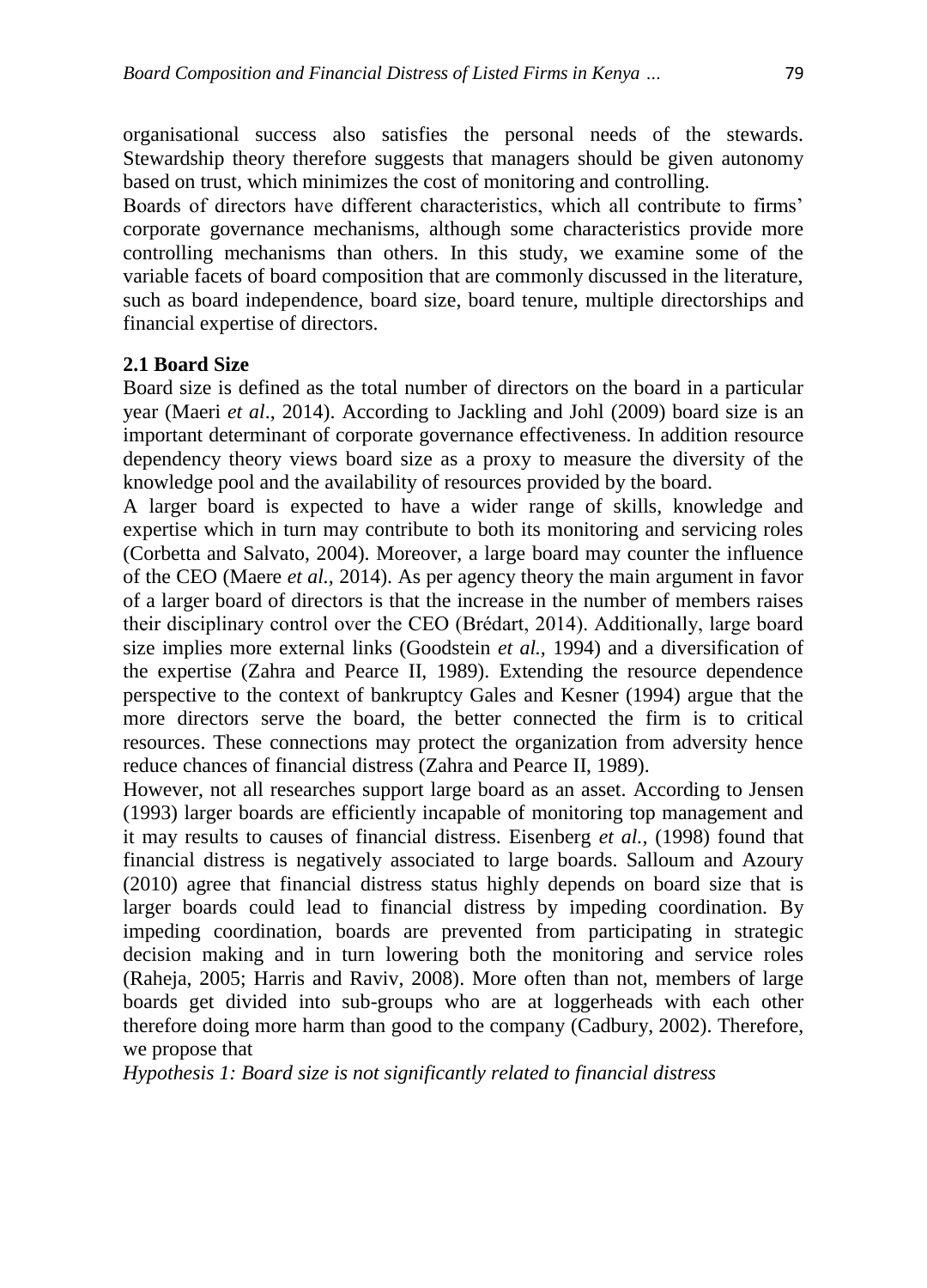organisational success also satisfies the personal needs of the stewards. Stewardship theory therefore suggests that managers should be given autonomy based on trust, which minimizes the cost of monitoring and controlling.

Boards of directors have different characteristics, which all contribute to firms' corporate governance mechanisms, although some characteristics provide more controlling mechanisms than others. In this study, we examine some of the variable facets of board composition that are commonly discussed in the literature, such as board independence, board size, board tenure, multiple directorships and financial expertise of directors.

### 2.1 Board Size

Board size is defined as the total number of directors on the board in a particular year (Maeri *et al*., 2014). According to Jackling and Johl (2009) board size is an important determinant of corporate governance effectiveness. In addition resource dependency theory views board size as a proxy to measure the diversity of the knowledge pool and the availability of resources provided by the board.

A larger board is expected to have a wider range of skills, knowledge and expertise which in turn may contribute to both its monitoring and servicing roles (Corbetta and Salvato, 2004). Moreover, a large board may counter the influence of the CEO (Maere *et al.*, 2014). As per agency theory the main argument in favor of a larger board of directors is that the increase in the number of members raises their disciplinary control over the CEO (Brédart, 2014). Additionally, large board size implies more external links (Goodstein *et al.*, 1994) and a diversification of the expertise (Zahra and Pearce II, 1989). Extending the resource dependence perspective to the context of bankruptcy Gales and Kesner (1994) argue that the more directors serve the board, the better connected the firm is to critical resources. These connections may protect the organization from adversity hence reduce chances of financial distress (Zahra and Pearce II, 1989).

However, not all researches support large board as an asset. According to Jensen (1993) larger boards are efficiently incapable of monitoring top management and it may results to causes of financial distress. Eisenberg *et al.*, (1998) found that financial distress is negatively associated to large boards. Salloum and Azoury (2010) agree that financial distress status highly depends on board size that is larger boards could lead to financial distress by impeding coordination. By impeding coordination, boards are prevented from participating in strategic decision making and in turn lowering both the monitoring and service roles (Raheja, 2005; Harris and Raviv, 2008). More often than not, members of large boards get divided into sub-groups who are at loggerheads with each other therefore doing more harm than good to the company (Cadbury, 2002). Therefore, we propose that

*Hypothesis 1: Board size is not significantly related to financial distress*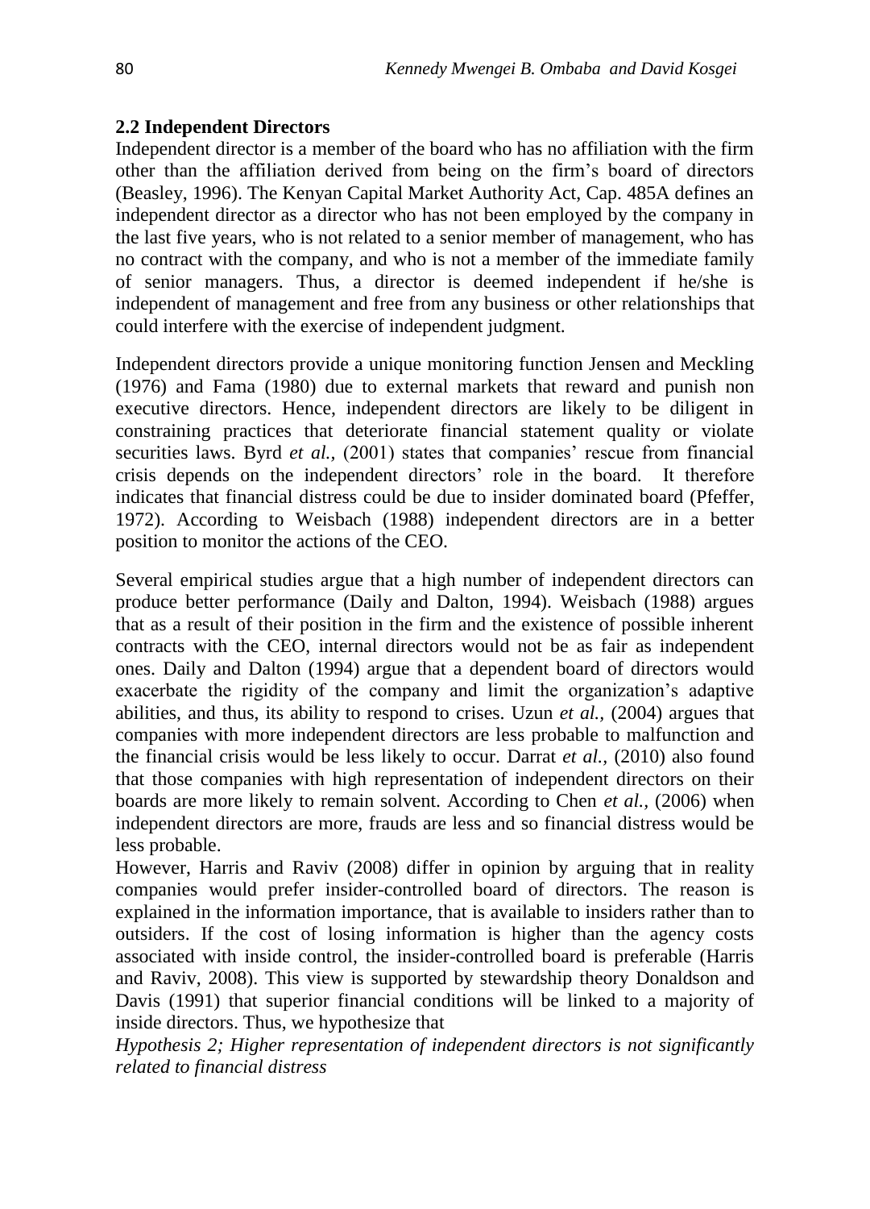## 2.2 Independent Directors

Independent director is a member of the board who has no affiliation with the firm other than the affiliation derived from being on the firm's board of directors (Beasley, 1996). The Kenyan Capital Market Authority Act, Cap. 485A defines an independent director as a director who has not been employed by the company in the last five years, who is not related to a senior member of management, who has no contract with the company, and who is not a member of the immediate family of senior managers. Thus, a director is deemed independent if he/she is independent of management and free from any business or other relationships that could interfere with the exercise of independent judgment.

Independent directors provide a unique monitoring function Jensen and Meckling (1976) and Fama (1980) due to external markets that reward and punish non executive directors. Hence, independent directors are likely to be diligent in constraining practices that deteriorate financial statement quality or violate securities laws. Byrd *et al.,* (2001) states that companies' rescue from financial crisis depends on the independent directors' role in the board. It therefore indicates that financial distress could be due to insider dominated board (Pfeffer, 1972). According to Weisbach (1988) independent directors are in a better position to monitor the actions of the CEO.

Several empirical studies argue that a high number of independent directors can produce better performance (Daily and Dalton, 1994). Weisbach (1988) argues that as a result of their position in the firm and the existence of possible inherent contracts with the CEO, internal directors would not be as fair as independent ones. Daily and Dalton (1994) argue that a dependent board of directors would exacerbate the rigidity of the company and limit the organization's adaptive abilities, and thus, its ability to respond to crises. Uzun *et al.,* (2004) argues that companies with more independent directors are less probable to malfunction and the financial crisis would be less likely to occur. Darrat *et al.,* (2010) also found that those companies with high representation of independent directors on their boards are more likely to remain solvent. According to Chen *et al.,* (2006) when independent directors are more, frauds are less and so financial distress would be less probable.

However, Harris and Raviv (2008) differ in opinion by arguing that in reality companies would prefer insider-controlled board of directors. The reason is explained in the information importance, that is available to insiders rather than to outsiders. If the cost of losing information is higher than the agency costs associated with inside control, the insider-controlled board is preferable (Harris and Raviv, 2008). This view is supported by stewardship theory Donaldson and Davis (1991) that superior financial conditions will be linked to a majority of inside directors. Thus, we hypothesize that

*Hypothesis 2; Higher representation of independent directors is not significantly related to financial distress*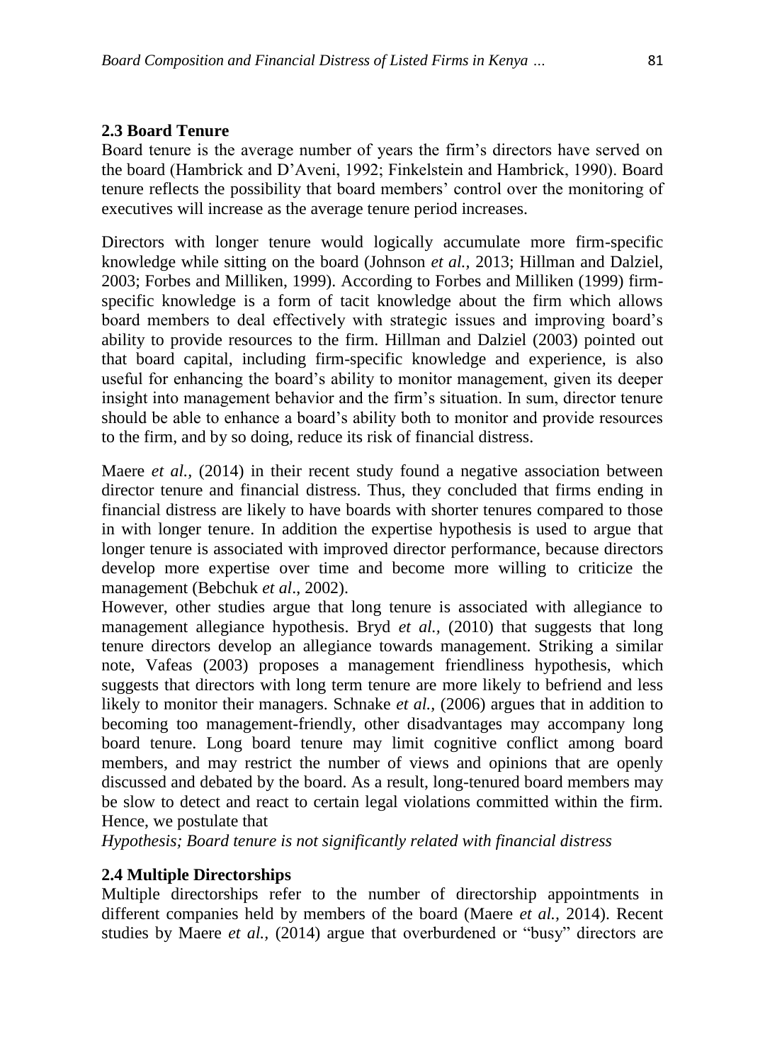### 2.3 Board Tenure

Board tenure is the average number of years the firm's directors have served on the board (Hambrick and D'Aveni, 1992; Finkelstein and Hambrick, 1990). Board tenure reflects the possibility that board members' control over the monitoring of executives will increase as the average tenure period increases.

Directors with longer tenure would logically accumulate more firm-specific knowledge while sitting on the board (Johnson *et al.,* 2013; Hillman and Dalziel, 2003; Forbes and Milliken, 1999). According to Forbes and Milliken (1999) firm-specific knowledge is a form of tacit knowledge about the firm which allows board members to deal effectively with strategic issues and improving board's ability to provide resources to the firm. Hillman and Dalziel (2003) pointed out that board capital, including firm-specific knowledge and experience, is also useful for enhancing the board's ability to monitor management, given its deeper insight into management behavior and the firm's situation. In sum, director tenure should be able to enhance a board's ability both to monitor and provide resources to the firm, and by so doing, reduce its risk of financial distress.

Maere *et al.,* (2014) in their recent study found a negative association between director tenure and financial distress. Thus, they concluded that firms ending in financial distress are likely to have boards with shorter tenures compared to those in with longer tenure. In addition the expertise hypothesis is used to argue that longer tenure is associated with improved director performance, because directors develop more expertise over time and become more willing to criticize the management (Bebchuk *et al*., 2002).

However, other studies argue that long tenure is associated with allegiance to management allegiance hypothesis. Bryd *et al.,* (2010) that suggests that long tenure directors develop an allegiance towards management. Striking a similar note, Vafeas (2003) proposes a management friendliness hypothesis, which suggests that directors with long term tenure are more likely to befriend and less likely to monitor their managers. Schnake *et al.,* (2006) argues that in addition to becoming too management-friendly, other disadvantages may accompany long board tenure. Long board tenure may limit cognitive conflict among board members, and may restrict the number of views and opinions that are openly discussed and debated by the board. As a result, long-tenured board members may be slow to detect and react to certain legal violations committed within the firm. Hence, we postulate that

*Hypothesis; Board tenure is not significantly related with financial distress*

### 2.4 Multiple Directorships

Multiple directorships refer to the number of directorship appointments in different companies held by members of the board (Maere *et al.,* 2014). Recent studies by Maere *et al.,* (2014) argue that overburdened or "busy" directors are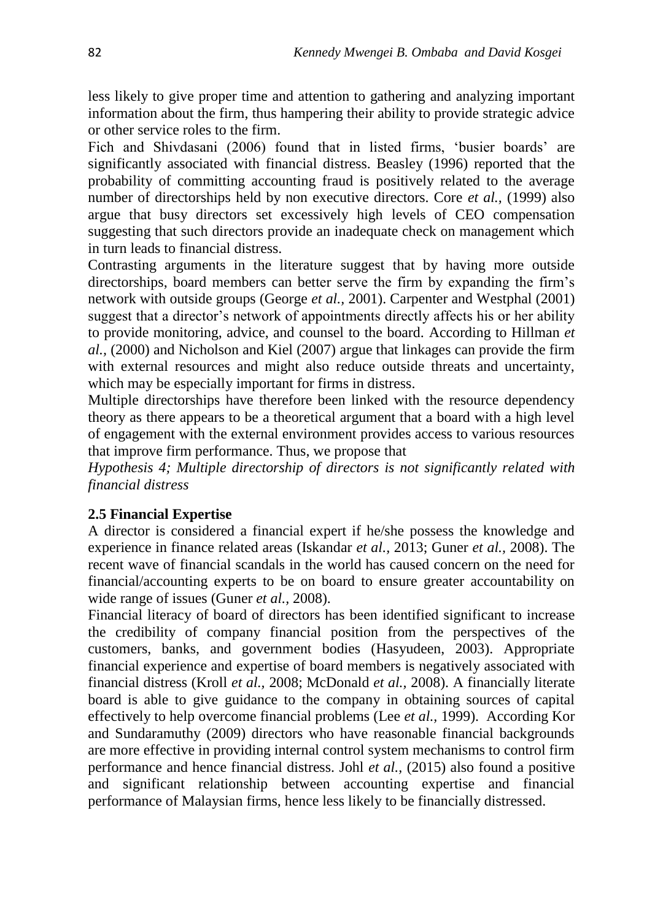less likely to give proper time and attention to gathering and analyzing important information about the firm, thus hampering their ability to provide strategic advice or other service roles to the firm.

Fich and Shivdasani (2006) found that in listed firms, 'busier boards' are significantly associated with financial distress. Beasley (1996) reported that the probability of committing accounting fraud is positively related to the average number of directorships held by non executive directors. Core *et al.,* (1999) also argue that busy directors set excessively high levels of CEO compensation suggesting that such directors provide an inadequate check on management which in turn leads to financial distress.

Contrasting arguments in the literature suggest that by having more outside directorships, board members can better serve the firm by expanding the firm's network with outside groups (George *et al.,* 2001). Carpenter and Westphal (2001) suggest that a director's network of appointments directly affects his or her ability to provide monitoring, advice, and counsel to the board. According to Hillman *et al.,* (2000) and Nicholson and Kiel (2007) argue that linkages can provide the firm with external resources and might also reduce outside threats and uncertainty, which may be especially important for firms in distress.

Multiple directorships have therefore been linked with the resource dependency theory as there appears to be a theoretical argument that a board with a high level of engagement with the external environment provides access to various resources that improve firm performance. Thus, we propose that

*Hypothesis 4; Multiple directorship of directors is not significantly related with financial distress*

### 2.5 Financial Expertise

A director is considered a financial expert if he/she possess the knowledge and experience in finance related areas (Iskandar *et al.,* 2013; Guner *et al.,* 2008). The recent wave of financial scandals in the world has caused concern on the need for financial/accounting experts to be on board to ensure greater accountability on wide range of issues (Guner *et al.,* 2008).

Financial literacy of board of directors has been identified significant to increase the credibility of company financial position from the perspectives of the customers, banks, and government bodies (Hasyudeen, 2003). Appropriate financial experience and expertise of board members is negatively associated with financial distress (Kroll *et al.,* 2008; McDonald *et al.,* 2008). A financially literate board is able to give guidance to the company in obtaining sources of capital effectively to help overcome financial problems (Lee *et al.,* 1999). According Kor and Sundaramuthy (2009) directors who have reasonable financial backgrounds are more effective in providing internal control system mechanisms to control firm performance and hence financial distress. Johl *et al.,* (2015) also found a positive and significant relationship between accounting expertise and financial performance of Malaysian firms, hence less likely to be financially distressed.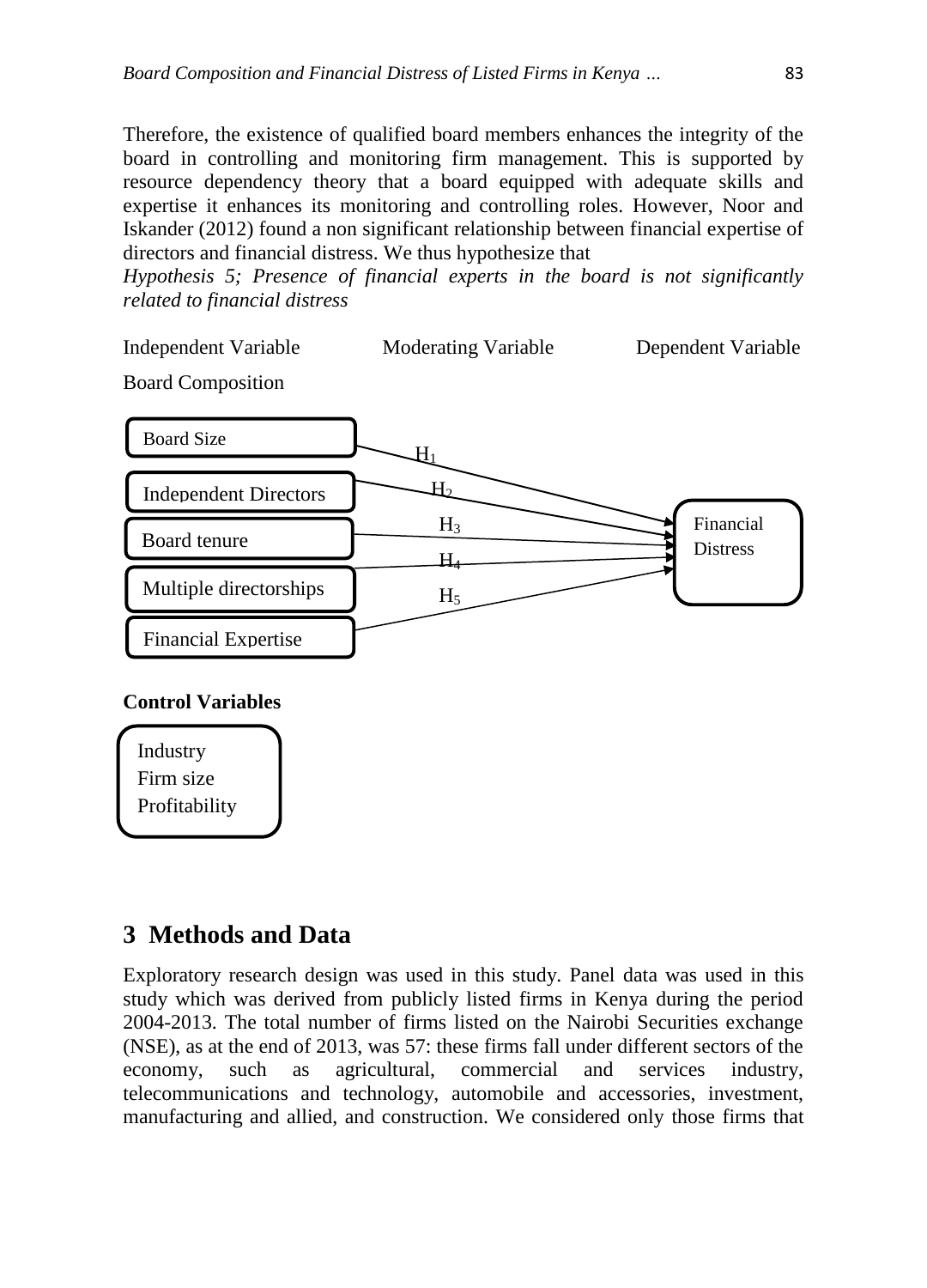Therefore, the existence of qualified board members enhances the integrity of the board in controlling and monitoring firm management. This is supported by resource dependency theory that a board equipped with adequate skills and expertise it enhances its monitoring and controlling roles. However, Noor and Iskander (2012) found a non significant relationship between financial expertise of directors and financial distress. We thus hypothesize that

*Hypothesis 5; Presence of financial experts in the board is not significantly related to financial distress*

Independent Variable Moderating Variable Dependent Variable

Board Composition

Board Size

Independent Directors

Board tenure

Multiple directorships

Financial Expertise

$H_1$ $H_2$ $H_3$ $H_4$ $H_5$

Financial Distress

**Control Variables**

Industry
Firm size
Profitability

## 3 Methods and Data

Exploratory research design was used in this study. Panel data was used in this study which was derived from publicly listed firms in Kenya during the period 2004-2013. The total number of firms listed on the Nairobi Securities exchange (NSE), as at the end of 2013, was 57: these firms fall under different sectors of the economy, such as agricultural, commercial and services industry, telecommunications and technology, automobile and accessories, investment, manufacturing and allied, and construction. We considered only those firms that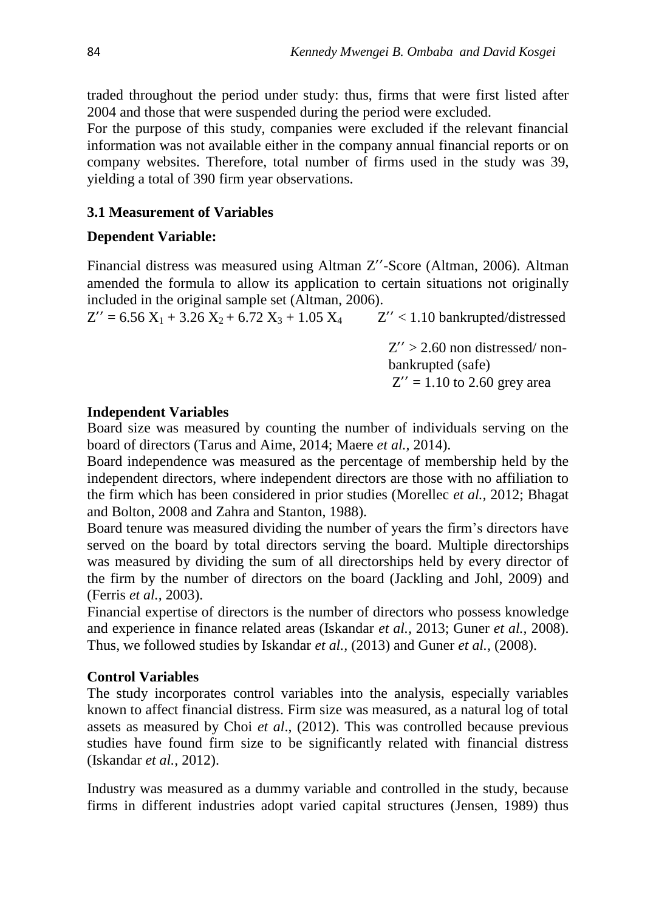traded throughout the period under study: thus, firms that were first listed after 2004 and those that were suspended during the period were excluded.

For the purpose of this study, companies were excluded if the relevant financial information was not available either in the company annual financial reports or on company websites. Therefore, total number of firms used in the study was 39, yielding a total of 390 firm year observations.

### 3.1 Measurement of Variables

**Dependent Variable:**

Financial distress was measured using Altman Z′′-Score (Altman, 2006). Altman amended the formula to allow its application to certain situations not originally included in the original sample set (Altman, 2006).

$Z'' = 6.56\,X_1 + 3.26\,X_2 + 6.72\,X_3 + 1.05\,X_4$

$Z'' < 1.10$ bankrupted/distressed

$Z'' > 2.60$ non distressed/ non-bankrupted (safe)

$Z'' = 1.10$ to $2.60$ grey area

**Independent Variables**

Board size was measured by counting the number of individuals serving on the board of directors (Tarus and Aime, 2014; Maere *et al.,* 2014).

Board independence was measured as the percentage of membership held by the independent directors, where independent directors are those with no affiliation to the firm which has been considered in prior studies (Morellec *et al.,* 2012; Bhagat and Bolton, 2008 and Zahra and Stanton, 1988).

Board tenure was measured dividing the number of years the firm's directors have served on the board by total directors serving the board. Multiple directorships was measured by dividing the sum of all directorships held by every director of the firm by the number of directors on the board (Jackling and Johl, 2009) and (Ferris *et al.,* 2003).

Financial expertise of directors is the number of directors who possess knowledge and experience in finance related areas (Iskandar *et al.,* 2013; Guner *et al.,* 2008). Thus, we followed studies by Iskandar *et al.,* (2013) and Guner *et al.,* (2008).

**Control Variables**

The study incorporates control variables into the analysis, especially variables known to affect financial distress. Firm size was measured, as a natural log of total assets as measured by Choi *et al*., (2012). This was controlled because previous studies have found firm size to be significantly related with financial distress (Iskandar *et al.,* 2012).

Industry was measured as a dummy variable and controlled in the study, because firms in different industries adopt varied capital structures (Jensen, 1989) thus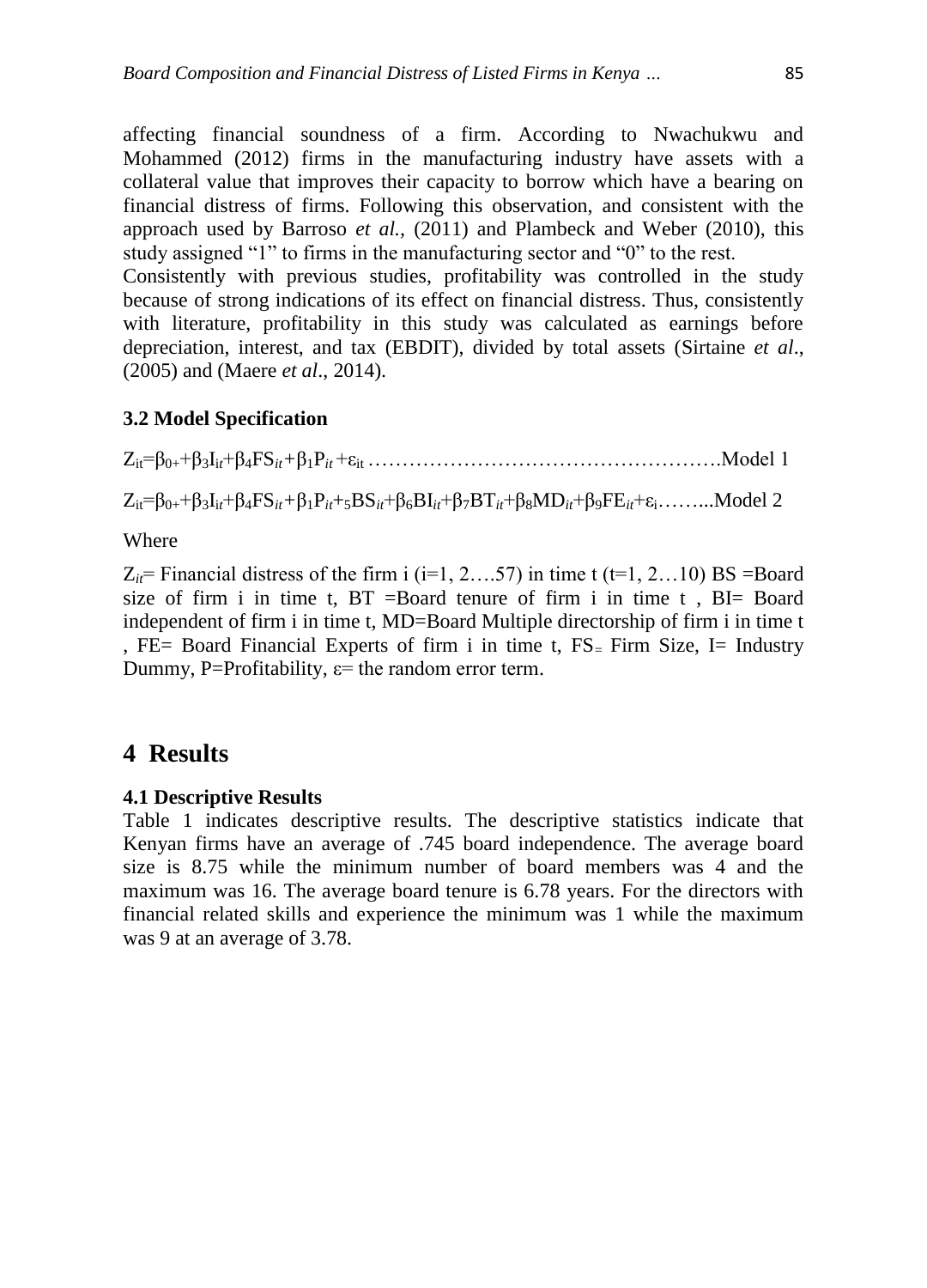affecting financial soundness of a firm. According to Nwachukwu and Mohammed (2012) firms in the manufacturing industry have assets with a collateral value that improves their capacity to borrow which have a bearing on financial distress of firms. Following this observation, and consistent with the approach used by Barroso *et al.,* (2011) and Plambeck and Weber (2010), this study assigned "1" to firms in the manufacturing sector and "0" to the rest.

Consistently with previous studies, profitability was controlled in the study because of strong indications of its effect on financial distress. Thus, consistently with literature, profitability in this study was calculated as earnings before depreciation, interest, and tax (EBDIT), divided by total assets (Sirtaine *et al*., (2005) and (Maere *et al*., 2014).

### 3.2 Model Specification

$Z_{it}=\beta_{0+}+\beta_3 I_{it}+\beta_4 FS_{it}+\beta_1 P_{it}+\varepsilon_{it}$ ……………………………………………….Model 1

$Z_{it}=\beta_{0+}+\beta_3 I_{it}+\beta_4 FS_{it}+\beta_1 P_{it}+_5 BS_{it}+\beta_6 BI_{it}+\beta_7 BT_{it}+\beta_8 MD_{it}+\beta_9 FE_{it}+\varepsilon_i$……...Model 2

Where

$Z_{it}$= Financial distress of the firm i (i=1, 2….57) in time t (t=1, 2…10) BS =Board size of firm i in time t, BT =Board tenure of firm i in time t , BI= Board independent of firm i in time t, MD=Board Multiple directorship of firm i in time t , FE= Board Financial Experts of firm i in time t, FS= Firm Size, I= Industry Dummy, P=Profitability, ε= the random error term.

## 4 Results

### 4.1 Descriptive Results

Table 1 indicates descriptive results. The descriptive statistics indicate that Kenyan firms have an average of .745 board independence. The average board size is 8.75 while the minimum number of board members was 4 and the maximum was 16. The average board tenure is 6.78 years. For the directors with financial related skills and experience the minimum was 1 while the maximum was 9 at an average of 3.78.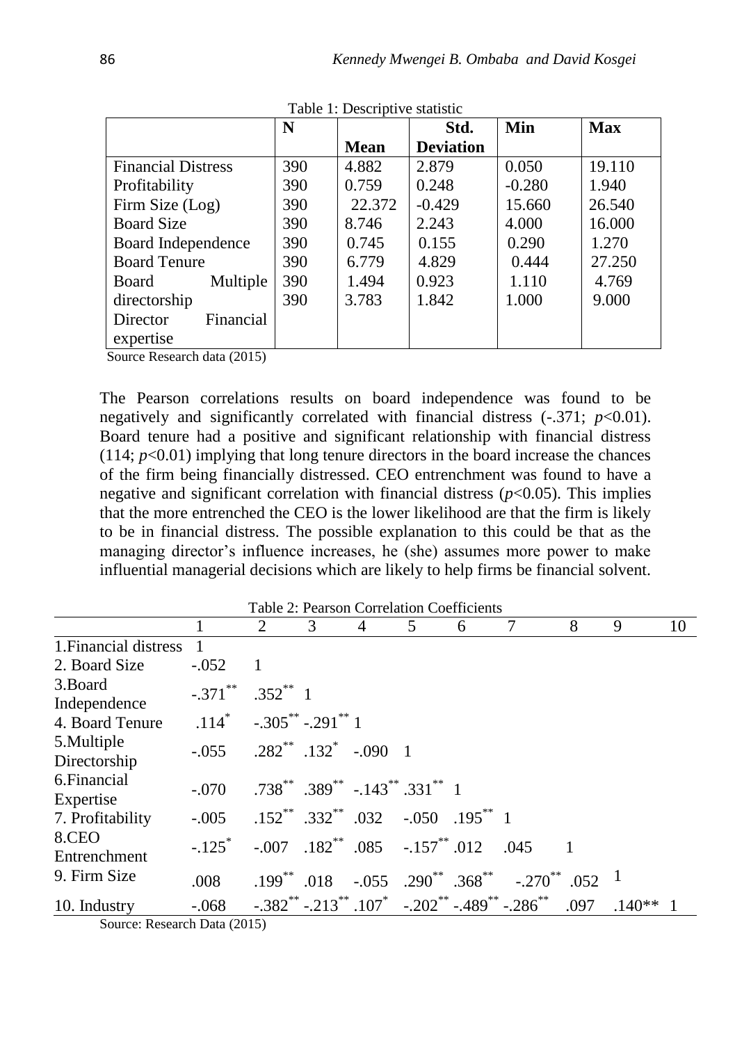Table 1: Descriptive statistic

| | N | Mean | Std. Deviation | Min | Max |
|---|---|---|---|---|---|
| Financial Distress | 390 | 4.882 | 2.879 | 0.050 | 19.110 |
| Profitability | 390 | 0.759 | 0.248 | -0.280 | 1.940 |
| Firm Size (Log) | 390 | 22.372 | -0.429 | 15.660 | 26.540 |
| Board Size | 390 | 8.746 | 2.243 | 4.000 | 16.000 |
| Board Independence | 390 | 0.745 | 0.155 | 0.290 | 1.270 |
| Board Tenure | 390 | 6.779 | 4.829 | 0.444 | 27.250 |
| Board Multiple directorship | 390 | 1.494 | 0.923 | 1.110 | 4.769 |
| Director Financial expertise | 390 | 3.783 | 1.842 | 1.000 | 9.000 |

Source Research data (2015)

The Pearson correlations results on board independence was found to be negatively and significantly correlated with financial distress (-.371; $p<0.01$). Board tenure had a positive and significant relationship with financial distress (114; $p<0.01$) implying that long tenure directors in the board increase the chances of the firm being financially distressed. CEO entrenchment was found to have a negative and significant correlation with financial distress ($p<0.05$). This implies that the more entrenched the CEO is the lower likelihood are that the firm is likely to be in financial distress. The possible explanation to this could be that as the managing director's influence increases, he (she) assumes more power to make influential managerial decisions which are likely to help firms be financial solvent.

Table 2: Pearson Correlation Coefficients

| | 1 | 2 | 3 | 4 | 5 | 6 | 7 | 8 | 9 | 10 |
|---|---|---|---|---|---|---|---|---|---|---|
| 1.Financial distress | 1 | | | | | | | | | |
| 2. Board Size | -.052 | 1 | | | | | | | | |
| 3.Board Independence | -.371** | .352** | 1 | | | | | | | |
| 4. Board Tenure | .114* | -.305** | -.291** | 1 | | | | | | |
| 5.Multiple Directorship | -.055 | .282** | .132* | -.090 | 1 | | | | | |
| 6.Financial Expertise | -.070 | .738** | .389** | -.143** | .331** | 1 | | | | |
| 7. Profitability | -.005 | .152** | .332** | .032 | -.050 | .195** | 1 | | | |
| 8.CEO Entrenchment | -.125* | -.007 | .182** | .085 | -.157** | .012 | .045 | 1 | | |
| 9. Firm Size | .008 | .199** | .018 | -.055 | .290** | .368** | -.270** | .052 | 1 | |
| 10. Industry | -.068 | -.382** | -.213** | .107* | -.202** | -.489** | -.286** | .097 | .140** | 1 |

Source: Research Data (2015)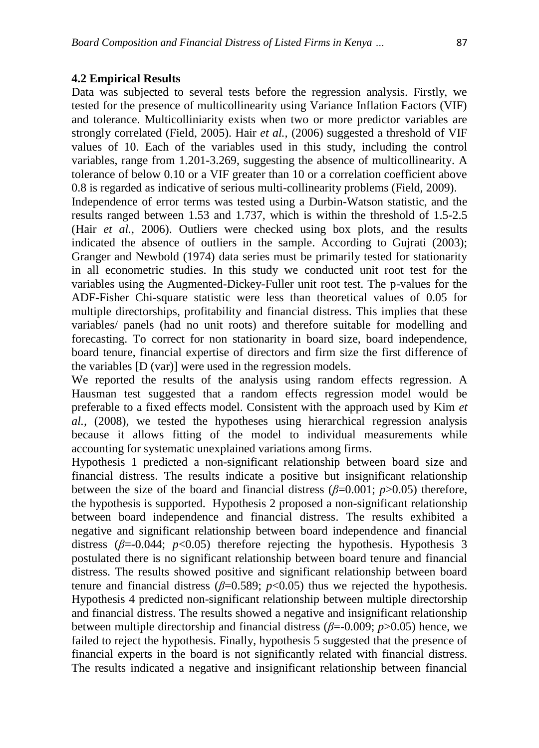### 4.2 Empirical Results

Data was subjected to several tests before the regression analysis. Firstly, we tested for the presence of multicollinearity using Variance Inflation Factors (VIF) and tolerance. Multicolliniarity exists when two or more predictor variables are strongly correlated (Field, 2005). Hair *et al.,* (2006) suggested a threshold of VIF values of 10. Each of the variables used in this study, including the control variables, range from 1.201-3.269, suggesting the absence of multicollinearity. A tolerance of below 0.10 or a VIF greater than 10 or a correlation coefficient above 0.8 is regarded as indicative of serious multi-collinearity problems (Field, 2009).

Independence of error terms was tested using a Durbin-Watson statistic, and the results ranged between 1.53 and 1.737, which is within the threshold of 1.5-2.5 (Hair *et al.,* 2006). Outliers were checked using box plots, and the results indicated the absence of outliers in the sample. According to Gujrati (2003); Granger and Newbold (1974) data series must be primarily tested for stationarity in all econometric studies. In this study we conducted unit root test for the variables using the Augmented-Dickey-Fuller unit root test. The p-values for the ADF-Fisher Chi-square statistic were less than theoretical values of 0.05 for multiple directorships, profitability and financial distress. This implies that these variables/ panels (had no unit roots) and therefore suitable for modelling and forecasting. To correct for non stationarity in board size, board independence, board tenure, financial expertise of directors and firm size the first difference of the variables [D (var)] were used in the regression models.

We reported the results of the analysis using random effects regression. A Hausman test suggested that a random effects regression model would be preferable to a fixed effects model. Consistent with the approach used by Kim *et al.,* (2008), we tested the hypotheses using hierarchical regression analysis because it allows fitting of the model to individual measurements while accounting for systematic unexplained variations among firms.

Hypothesis 1 predicted a non-significant relationship between board size and financial distress. The results indicate a positive but insignificant relationship between the size of the board and financial distress ($\beta$=0.001; $p$>0.05) therefore, the hypothesis is supported. Hypothesis 2 proposed a non-significant relationship between board independence and financial distress. The results exhibited a negative and significant relationship between board independence and financial distress ($\beta$=-0.044; $p$<0.05) therefore rejecting the hypothesis. Hypothesis 3 postulated there is no significant relationship between board tenure and financial distress. The results showed positive and significant relationship between board tenure and financial distress ($\beta$=0.589; $p$<0.05) thus we rejected the hypothesis. Hypothesis 4 predicted non-significant relationship between multiple directorship and financial distress. The results showed a negative and insignificant relationship between multiple directorship and financial distress ($\beta$=-0.009; $p$>0.05) hence, we failed to reject the hypothesis. Finally, hypothesis 5 suggested that the presence of financial experts in the board is not significantly related with financial distress. The results indicated a negative and insignificant relationship between financial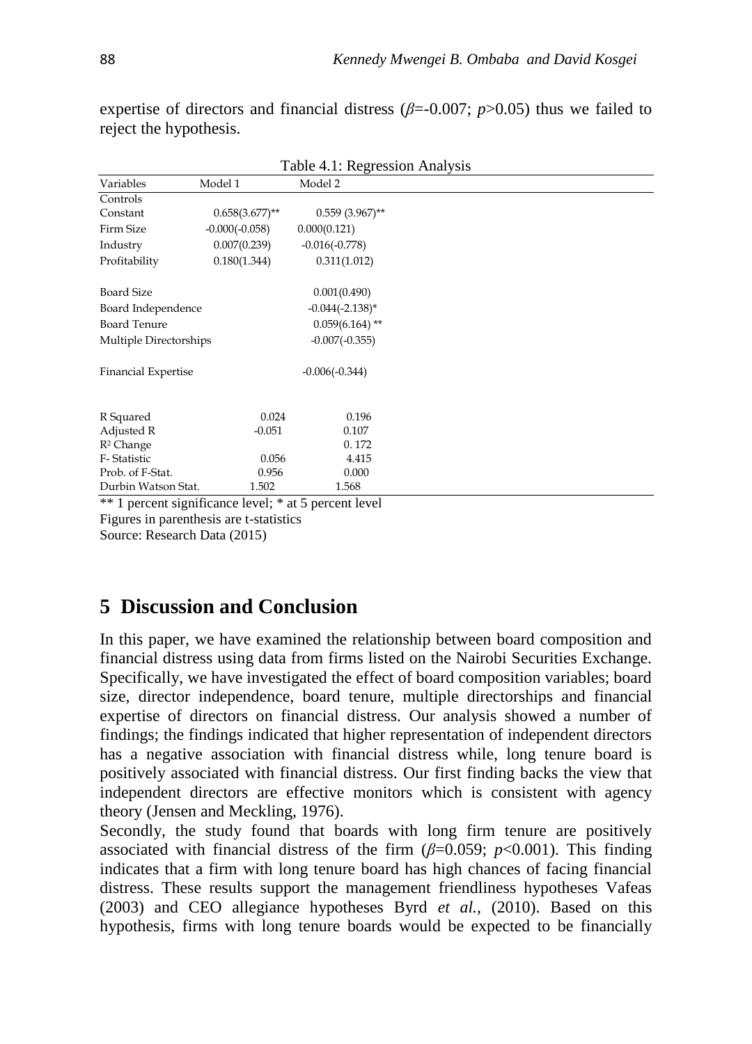expertise of directors and financial distress ($\beta$=-0.007; $p$>0.05) thus we failed to reject the hypothesis.

Table 4.1: Regression Analysis

| Variables | Model 1 | Model 2 |
|---|---|---|
| Controls | | |
| Constant | 0.658(3.677)** | 0.559 (3.967)** |
| Firm Size | -0.000(-0.058) | 0.000(0.121) |
| Industry | 0.007(0.239) | -0.016(-0.778) |
| Profitability | 0.180(1.344) | 0.311(1.012) |
| Board Size | | 0.001(0.490) |
| Board Independence | | -0.044(-2.138)* |
| Board Tenure | | 0.059(6.164) ** |
| Multiple Directorships | | -0.007(-0.355) |
| Financial Expertise | | -0.006(-0.344) |
| R Squared | 0.024 | 0.196 |
| Adjusted R | -0.051 | 0.107 |
| $R^2$ Change | | 0. 172 |
| F- Statistic | 0.056 | 4.415 |
| Prob. of F-Stat. | 0.956 | 0.000 |
| Durbin Watson Stat. | 1.502 | 1.568 |

** 1 percent significance level; * at 5 percent level

Figures in parenthesis are t-statistics

Source: Research Data (2015)

## 5 Discussion and Conclusion

In this paper, we have examined the relationship between board composition and financial distress using data from firms listed on the Nairobi Securities Exchange. Specifically, we have investigated the effect of board composition variables; board size, director independence, board tenure, multiple directorships and financial expertise of directors on financial distress. Our analysis showed a number of findings; the findings indicated that higher representation of independent directors has a negative association with financial distress while, long tenure board is positively associated with financial distress. Our first finding backs the view that independent directors are effective monitors which is consistent with agency theory (Jensen and Meckling, 1976).

Secondly, the study found that boards with long firm tenure are positively associated with financial distress of the firm ($\beta$=0.059; $p$<0.001). This finding indicates that a firm with long tenure board has high chances of facing financial distress. These results support the management friendliness hypotheses Vafeas (2003) and CEO allegiance hypotheses Byrd *et al.,* (2010). Based on this hypothesis, firms with long tenure boards would be expected to be financially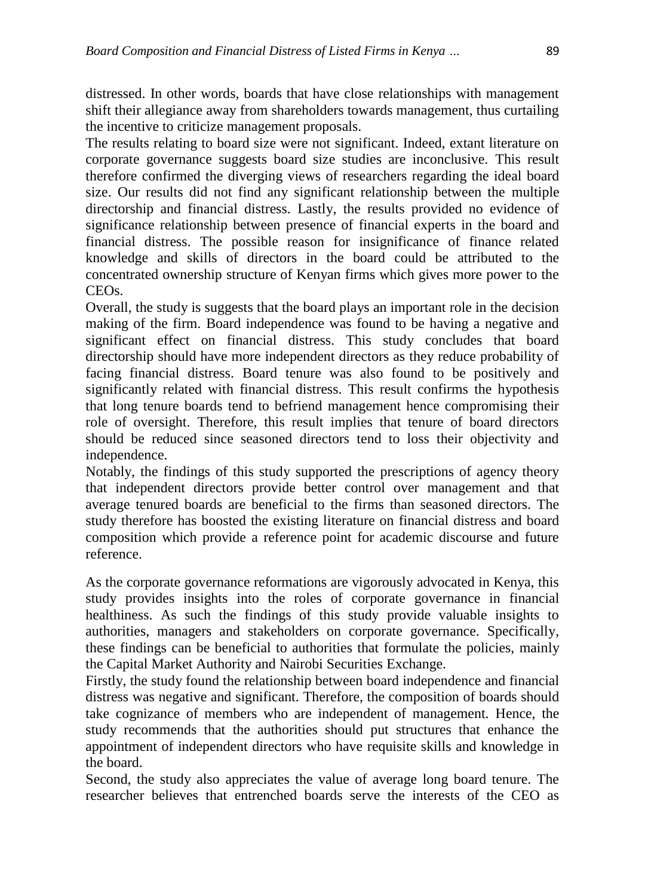distressed. In other words, boards that have close relationships with management shift their allegiance away from shareholders towards management, thus curtailing the incentive to criticize management proposals.

The results relating to board size were not significant. Indeed, extant literature on corporate governance suggests board size studies are inconclusive. This result therefore confirmed the diverging views of researchers regarding the ideal board size. Our results did not find any significant relationship between the multiple directorship and financial distress. Lastly, the results provided no evidence of significance relationship between presence of financial experts in the board and financial distress. The possible reason for insignificance of finance related knowledge and skills of directors in the board could be attributed to the concentrated ownership structure of Kenyan firms which gives more power to the CEOs.

Overall, the study is suggests that the board plays an important role in the decision making of the firm. Board independence was found to be having a negative and significant effect on financial distress. This study concludes that board directorship should have more independent directors as they reduce probability of facing financial distress. Board tenure was also found to be positively and significantly related with financial distress. This result confirms the hypothesis that long tenure boards tend to befriend management hence compromising their role of oversight. Therefore, this result implies that tenure of board directors should be reduced since seasoned directors tend to loss their objectivity and independence.

Notably, the findings of this study supported the prescriptions of agency theory that independent directors provide better control over management and that average tenured boards are beneficial to the firms than seasoned directors. The study therefore has boosted the existing literature on financial distress and board composition which provide a reference point for academic discourse and future reference.

As the corporate governance reformations are vigorously advocated in Kenya, this study provides insights into the roles of corporate governance in financial healthiness. As such the findings of this study provide valuable insights to authorities, managers and stakeholders on corporate governance. Specifically, these findings can be beneficial to authorities that formulate the policies, mainly the Capital Market Authority and Nairobi Securities Exchange.

Firstly, the study found the relationship between board independence and financial distress was negative and significant. Therefore, the composition of boards should take cognizance of members who are independent of management. Hence, the study recommends that the authorities should put structures that enhance the appointment of independent directors who have requisite skills and knowledge in the board.

Second, the study also appreciates the value of average long board tenure. The researcher believes that entrenched boards serve the interests of the CEO as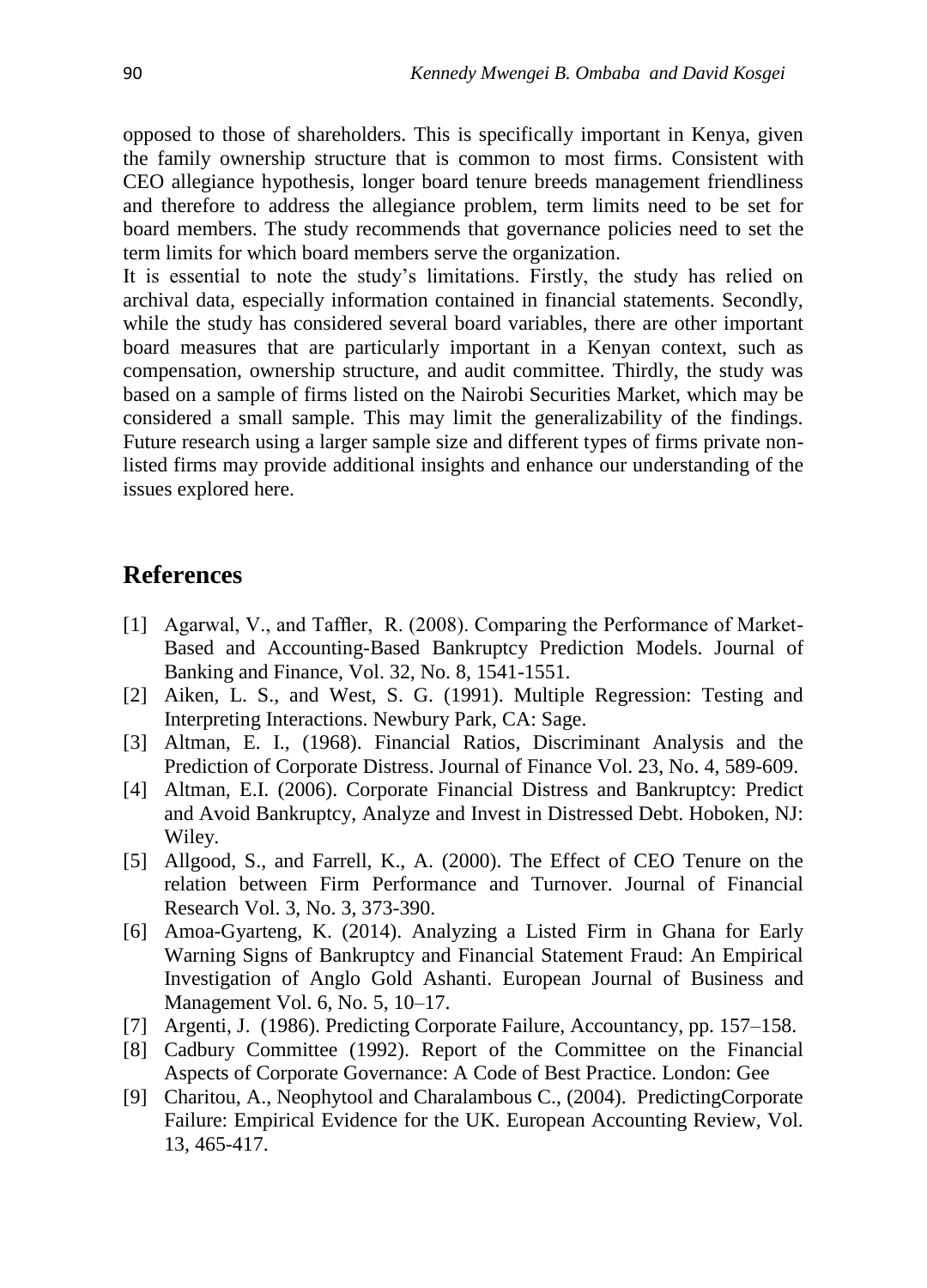opposed to those of shareholders. This is specifically important in Kenya, given the family ownership structure that is common to most firms. Consistent with CEO allegiance hypothesis, longer board tenure breeds management friendliness and therefore to address the allegiance problem, term limits need to be set for board members. The study recommends that governance policies need to set the term limits for which board members serve the organization.

It is essential to note the study's limitations. Firstly, the study has relied on archival data, especially information contained in financial statements. Secondly, while the study has considered several board variables, there are other important board measures that are particularly important in a Kenyan context, such as compensation, ownership structure, and audit committee. Thirdly, the study was based on a sample of firms listed on the Nairobi Securities Market, which may be considered a small sample. This may limit the generalizability of the findings. Future research using a larger sample size and different types of firms private non-listed firms may provide additional insights and enhance our understanding of the issues explored here.

## References

[1] Agarwal, V., and Taffler, R. (2008). Comparing the Performance of Market-Based and Accounting-Based Bankruptcy Prediction Models. Journal of Banking and Finance, Vol. 32, No. 8, 1541-1551.

[2] Aiken, L. S., and West, S. G. (1991). Multiple Regression: Testing and Interpreting Interactions. Newbury Park, CA: Sage.

[3] Altman, E. I., (1968). Financial Ratios, Discriminant Analysis and the Prediction of Corporate Distress. Journal of Finance Vol. 23, No. 4, 589-609.

[4] Altman, E.I. (2006). Corporate Financial Distress and Bankruptcy: Predict and Avoid Bankruptcy, Analyze and Invest in Distressed Debt. Hoboken, NJ: Wiley.

[5] Allgood, S., and Farrell, K., A. (2000). The Effect of CEO Tenure on the relation between Firm Performance and Turnover. Journal of Financial Research Vol. 3, No. 3, 373-390.

[6] Amoa-Gyarteng, K. (2014). Analyzing a Listed Firm in Ghana for Early Warning Signs of Bankruptcy and Financial Statement Fraud: An Empirical Investigation of Anglo Gold Ashanti. European Journal of Business and Management Vol. 6, No. 5, 10–17.

[7] Argenti, J. (1986). Predicting Corporate Failure, Accountancy, pp. 157–158.

[8] Cadbury Committee (1992). Report of the Committee on the Financial Aspects of Corporate Governance: A Code of Best Practice. London: Gee

[9] Charitou, A., Neophytool and Charalambous C., (2004). PredictingCorporate Failure: Empirical Evidence for the UK. European Accounting Review, Vol. 13, 465-417.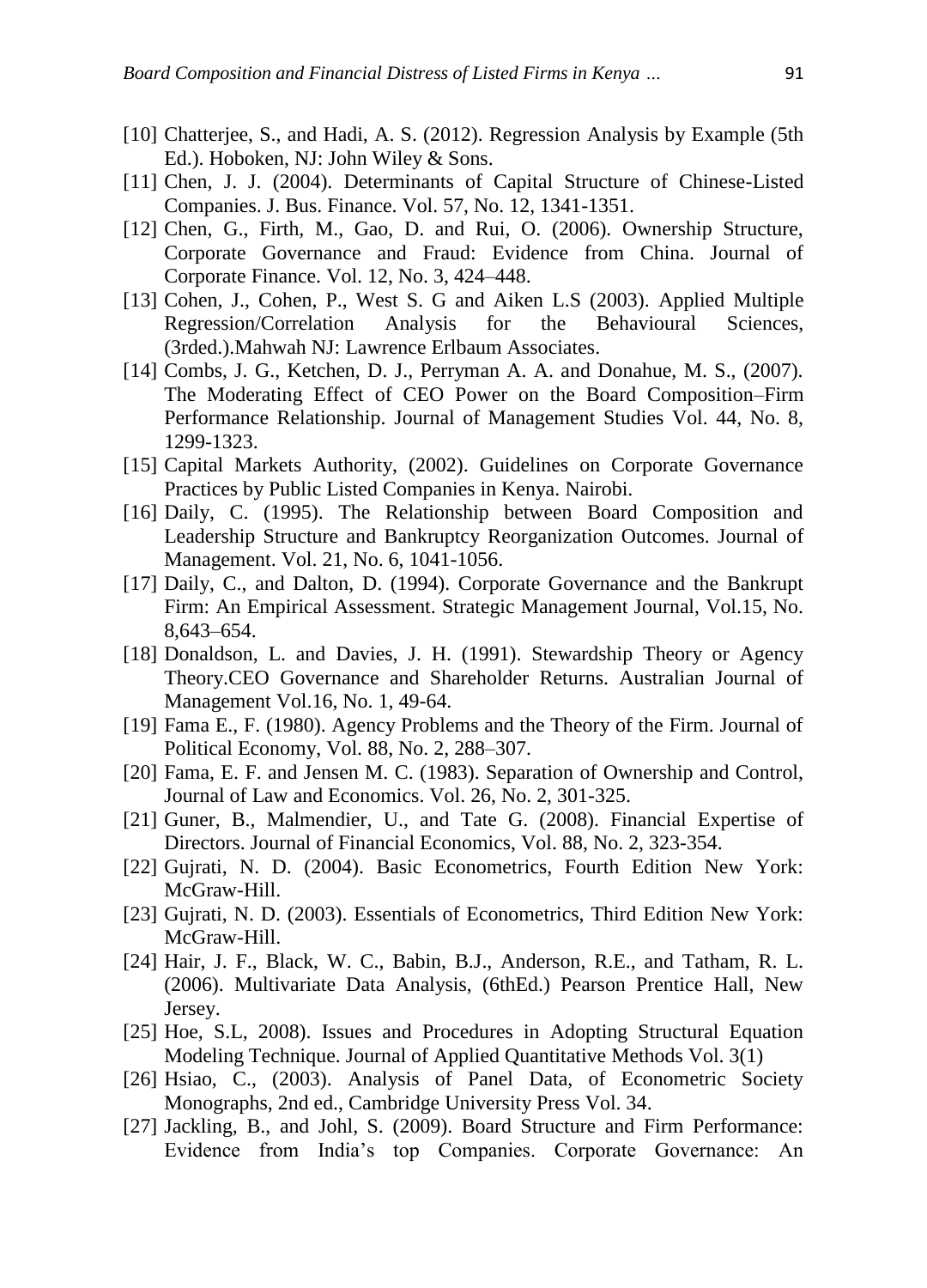[10] Chatterjee, S., and Hadi, A. S. (2012). Regression Analysis by Example (5th Ed.). Hoboken, NJ: John Wiley & Sons.

[11] Chen, J. J. (2004). Determinants of Capital Structure of Chinese-Listed Companies. J. Bus. Finance. Vol. 57, No. 12, 1341-1351.

[12] Chen, G., Firth, M., Gao, D. and Rui, O. (2006). Ownership Structure, Corporate Governance and Fraud: Evidence from China. Journal of Corporate Finance. Vol. 12, No. 3, 424–448.

[13] Cohen, J., Cohen, P., West S. G and Aiken L.S (2003). Applied Multiple Regression/Correlation Analysis for the Behavioural Sciences, (3rded.).Mahwah NJ: Lawrence Erlbaum Associates.

[14] Combs, J. G., Ketchen, D. J., Perryman A. A. and Donahue, M. S., (2007). The Moderating Effect of CEO Power on the Board Composition–Firm Performance Relationship. Journal of Management Studies Vol. 44, No. 8, 1299-1323.

[15] Capital Markets Authority, (2002). Guidelines on Corporate Governance Practices by Public Listed Companies in Kenya. Nairobi.

[16] Daily, C. (1995). The Relationship between Board Composition and Leadership Structure and Bankruptcy Reorganization Outcomes. Journal of Management. Vol. 21, No. 6, 1041-1056.

[17] Daily, C., and Dalton, D. (1994). Corporate Governance and the Bankrupt Firm: An Empirical Assessment. Strategic Management Journal, Vol.15, No. 8,643–654.

[18] Donaldson, L. and Davies, J. H. (1991). Stewardship Theory or Agency Theory.CEO Governance and Shareholder Returns. Australian Journal of Management Vol.16, No. 1, 49-64.

[19] Fama E., F. (1980). Agency Problems and the Theory of the Firm. Journal of Political Economy, Vol. 88, No. 2, 288–307.

[20] Fama, E. F. and Jensen M. C. (1983). Separation of Ownership and Control, Journal of Law and Economics. Vol. 26, No. 2, 301-325.

[21] Guner, B., Malmendier, U., and Tate G. (2008). Financial Expertise of Directors. Journal of Financial Economics, Vol. 88, No. 2, 323-354.

[22] Gujrati, N. D. (2004). Basic Econometrics, Fourth Edition New York: McGraw-Hill.

[23] Gujrati, N. D. (2003). Essentials of Econometrics, Third Edition New York: McGraw-Hill.

[24] Hair, J. F., Black, W. C., Babin, B.J., Anderson, R.E., and Tatham, R. L. (2006). Multivariate Data Analysis, (6thEd.) Pearson Prentice Hall, New Jersey.

[25] Hoe, S.L, 2008). Issues and Procedures in Adopting Structural Equation Modeling Technique. Journal of Applied Quantitative Methods Vol. 3(1)

[26] Hsiao, C., (2003). Analysis of Panel Data, of Econometric Society Monographs, 2nd ed., Cambridge University Press Vol. 34.

[27] Jackling, B., and Johl, S. (2009). Board Structure and Firm Performance: Evidence from India's top Companies. Corporate Governance: An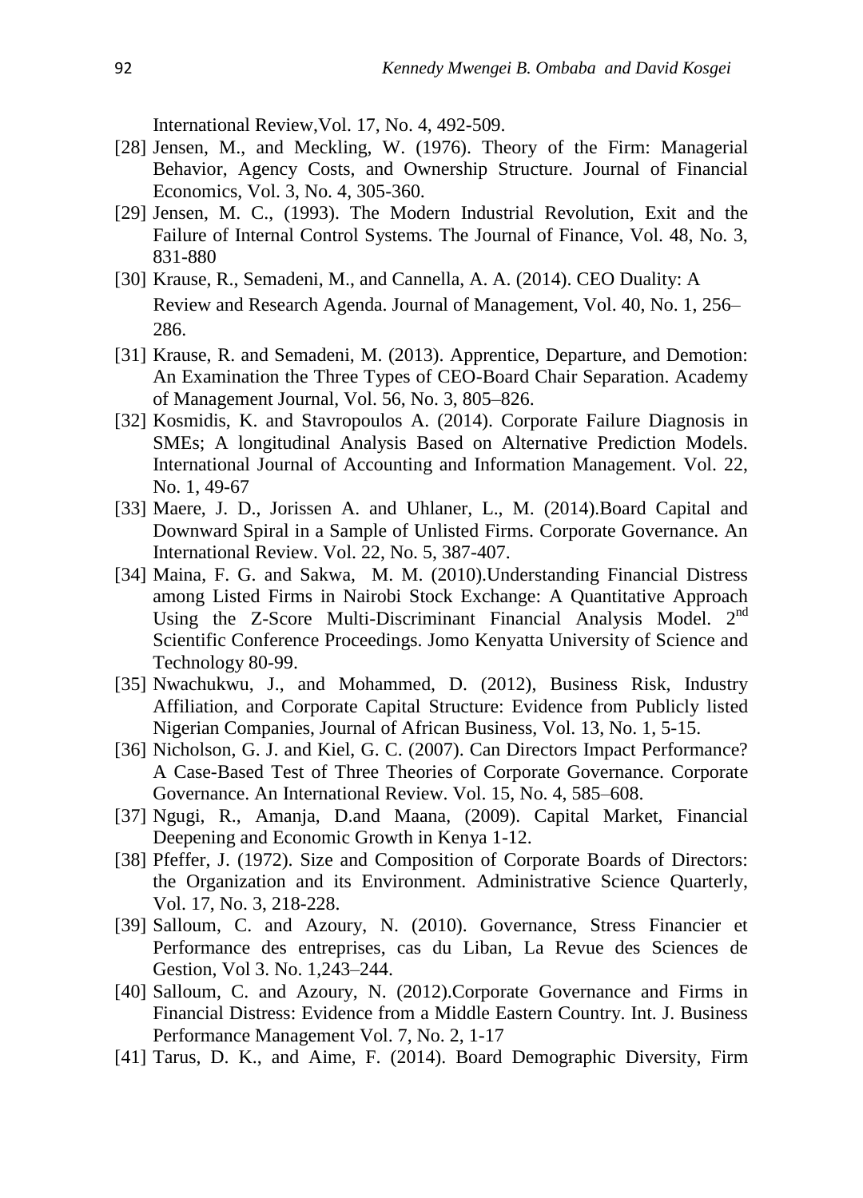International Review,Vol. 17, No. 4, 492-509.

[28] Jensen, M., and Meckling, W. (1976). Theory of the Firm: Managerial Behavior, Agency Costs, and Ownership Structure. Journal of Financial Economics, Vol. 3, No. 4, 305-360.

[29] Jensen, M. C., (1993). The Modern Industrial Revolution, Exit and the Failure of Internal Control Systems. The Journal of Finance, Vol. 48, No. 3, 831-880

[30] Krause, R., Semadeni, M., and Cannella, A. A. (2014). CEO Duality: A Review and Research Agenda. Journal of Management, Vol. 40, No. 1, 256–286.

[31] Krause, R. and Semadeni, M. (2013). Apprentice, Departure, and Demotion: An Examination the Three Types of CEO-Board Chair Separation. Academy of Management Journal, Vol. 56, No. 3, 805–826.

[32] Kosmidis, K. and Stavropoulos A. (2014). Corporate Failure Diagnosis in SMEs; A longitudinal Analysis Based on Alternative Prediction Models. International Journal of Accounting and Information Management. Vol. 22, No. 1, 49-67

[33] Maere, J. D., Jorissen A. and Uhlaner, L., M. (2014).Board Capital and Downward Spiral in a Sample of Unlisted Firms. Corporate Governance. An International Review. Vol. 22, No. 5, 387-407.

[34] Maina, F. G. and Sakwa, M. M. (2010).Understanding Financial Distress among Listed Firms in Nairobi Stock Exchange: A Quantitative Approach Using the Z-Score Multi-Discriminant Financial Analysis Model. 2nd Scientific Conference Proceedings. Jomo Kenyatta University of Science and Technology 80-99.

[35] Nwachukwu, J., and Mohammed, D. (2012), Business Risk, Industry Affiliation, and Corporate Capital Structure: Evidence from Publicly listed Nigerian Companies, Journal of African Business, Vol. 13, No. 1, 5-15.

[36] Nicholson, G. J. and Kiel, G. C. (2007). Can Directors Impact Performance? A Case-Based Test of Three Theories of Corporate Governance. Corporate Governance. An International Review. Vol. 15, No. 4, 585–608.

[37] Ngugi, R., Amanja, D.and Maana, (2009). Capital Market, Financial Deepening and Economic Growth in Kenya 1-12.

[38] Pfeffer, J. (1972). Size and Composition of Corporate Boards of Directors: the Organization and its Environment. Administrative Science Quarterly, Vol. 17, No. 3, 218-228.

[39] Salloum, C. and Azoury, N. (2010). Governance, Stress Financier et Performance des entreprises, cas du Liban, La Revue des Sciences de Gestion, Vol 3. No. 1,243–244.

[40] Salloum, C. and Azoury, N. (2012).Corporate Governance and Firms in Financial Distress: Evidence from a Middle Eastern Country. Int. J. Business Performance Management Vol. 7, No. 2, 1-17

[41] Tarus, D. K., and Aime, F. (2014). Board Demographic Diversity, Firm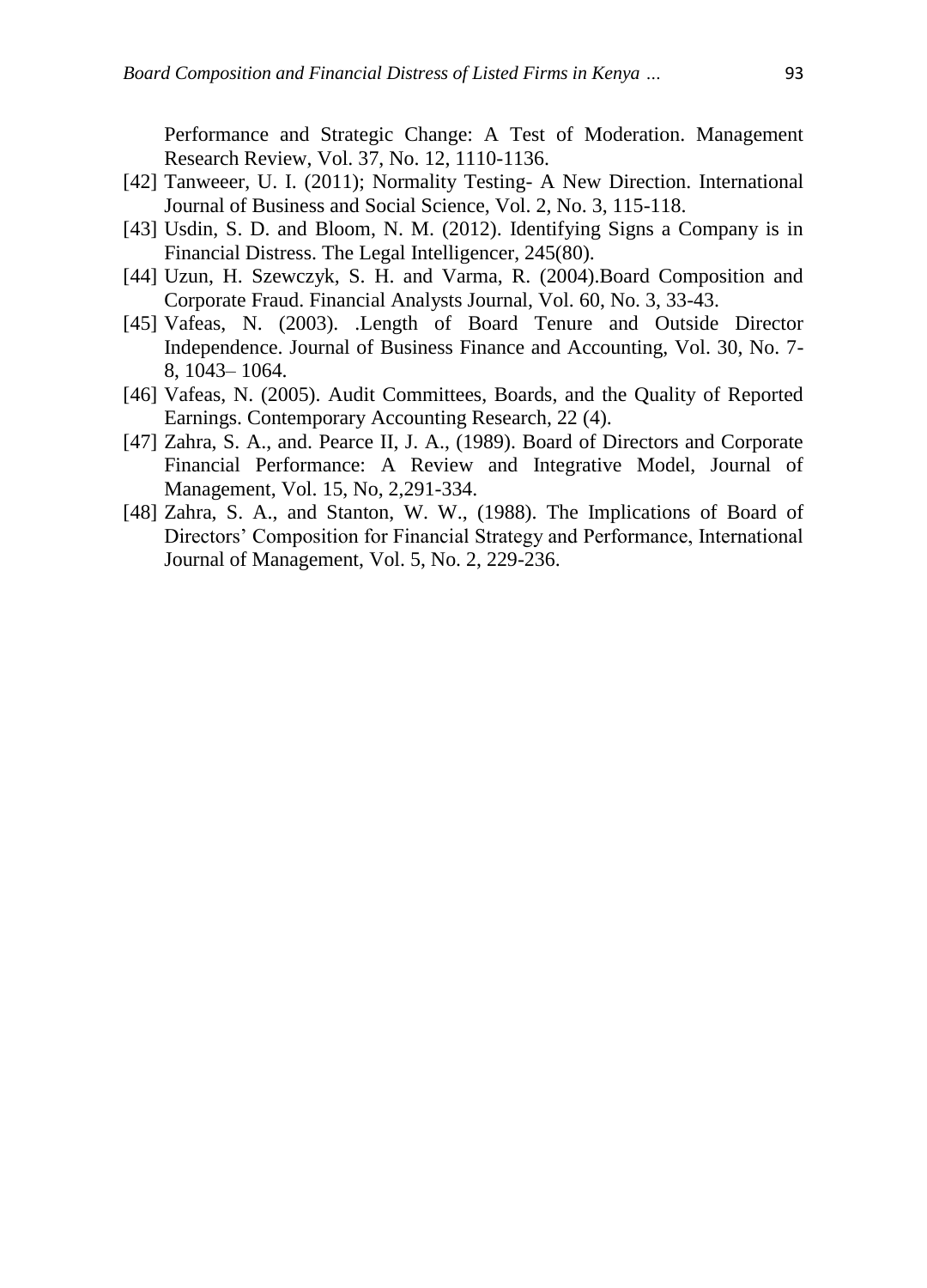Performance and Strategic Change: A Test of Moderation. Management Research Review, Vol. 37, No. 12, 1110-1136.

[42] Tanweeer, U. I. (2011); Normality Testing- A New Direction. International Journal of Business and Social Science, Vol. 2, No. 3, 115-118.

[43] Usdin, S. D. and Bloom, N. M. (2012). Identifying Signs a Company is in Financial Distress. The Legal Intelligencer, 245(80).

[44] Uzun, H. Szewczyk, S. H. and Varma, R. (2004).Board Composition and Corporate Fraud. Financial Analysts Journal, Vol. 60, No. 3, 33-43.

[45] Vafeas, N. (2003). .Length of Board Tenure and Outside Director Independence. Journal of Business Finance and Accounting, Vol. 30, No. 7-8, 1043– 1064.

[46] Vafeas, N. (2005). Audit Committees, Boards, and the Quality of Reported Earnings. Contemporary Accounting Research, 22 (4).

[47] Zahra, S. A., and. Pearce II, J. A., (1989). Board of Directors and Corporate Financial Performance: A Review and Integrative Model, Journal of Management, Vol. 15, No, 2,291-334.

[48] Zahra, S. A., and Stanton, W. W., (1988). The Implications of Board of Directors' Composition for Financial Strategy and Performance, International Journal of Management, Vol. 5, No. 2, 229-236.